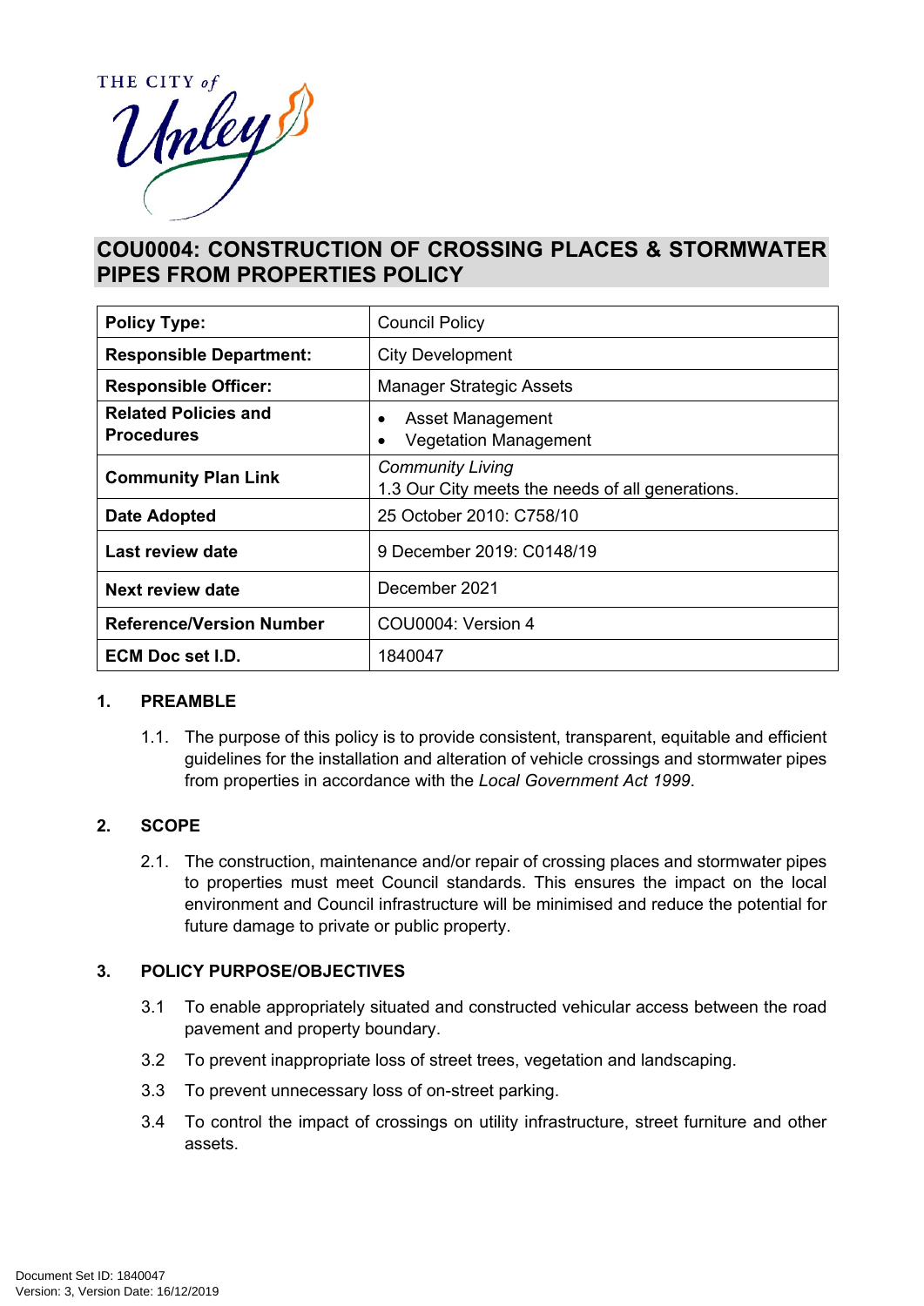# COU0004: CONSTRUCTION OF CROSSING PLACES & STORMWATER PIPES FROM PROPERTIES POLICY

| **Policy Type:** | Council Policy |
|---|---|
| **Responsible Department:** | City Development |
| **Responsible Officer:** | Manager Strategic Assets |
| **Related Policies and Procedures** | • Asset Management<br>• Vegetation Management |
| **Community Plan Link** | *Community Living*<br>1.3 Our City meets the needs of all generations. |
| **Date Adopted** | 25 October 2010: C758/10 |
| **Last review date** | 9 December 2019: C0148/19 |
| **Next review date** | December 2021 |
| **Reference/Version Number** | COU0004: Version 4 |
| **ECM Doc set I.D.** | 1840047 |

## 1. PREAMBLE

1.1. The purpose of this policy is to provide consistent, transparent, equitable and efficient guidelines for the installation and alteration of vehicle crossings and stormwater pipes from properties in accordance with the *Local Government Act 1999*.

## 2. SCOPE

2.1. The construction, maintenance and/or repair of crossing places and stormwater pipes to properties must meet Council standards. This ensures the impact on the local environment and Council infrastructure will be minimised and reduce the potential for future damage to private or public property.

## 3. POLICY PURPOSE/OBJECTIVES

3.1 To enable appropriately situated and constructed vehicular access between the road pavement and property boundary.

3.2 To prevent inappropriate loss of street trees, vegetation and landscaping.

3.3 To prevent unnecessary loss of on-street parking.

3.4 To control the impact of crossings on utility infrastructure, street furniture and other assets.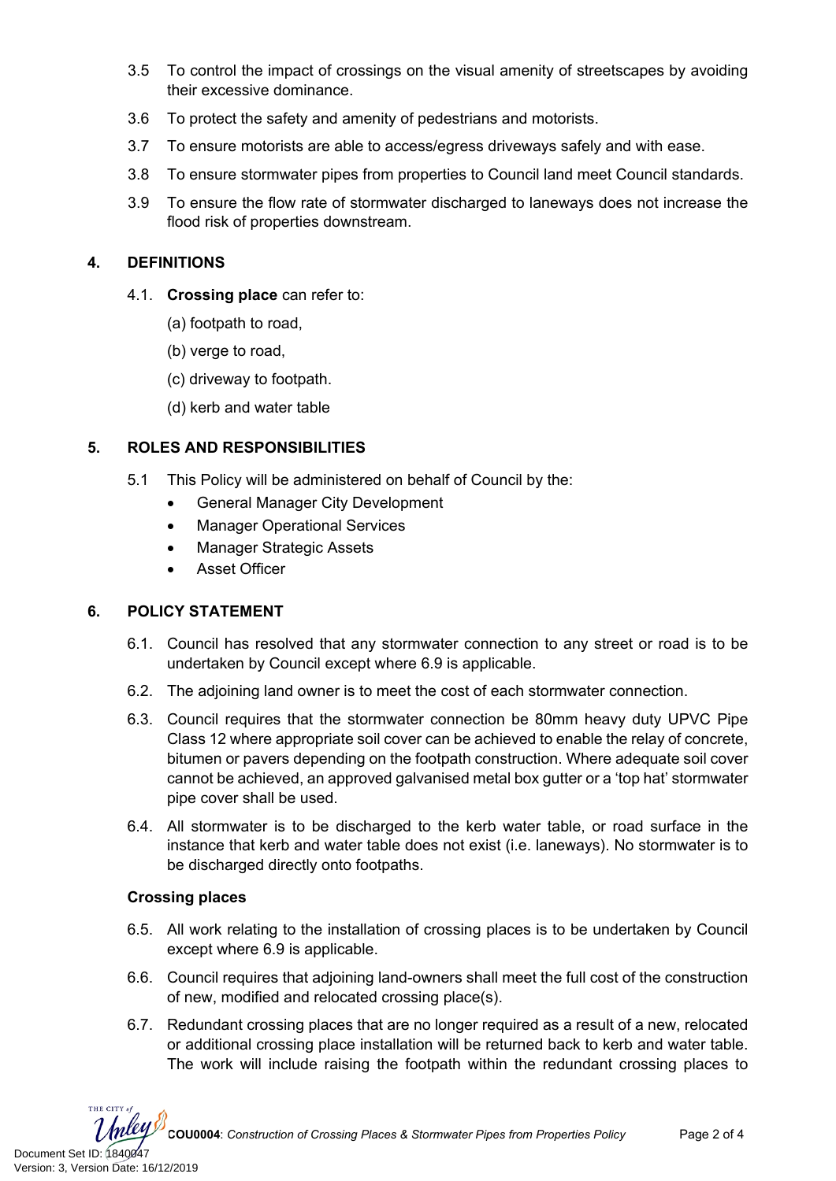3.5 To control the impact of crossings on the visual amenity of streetscapes by avoiding their excessive dominance.

3.6 To protect the safety and amenity of pedestrians and motorists.

3.7 To ensure motorists are able to access/egress driveways safely and with ease.

3.8 To ensure stormwater pipes from properties to Council land meet Council standards.

3.9 To ensure the flow rate of stormwater discharged to laneways does not increase the flood risk of properties downstream.

## 4. DEFINITIONS

4.1. **Crossing place** can refer to:

(a) footpath to road,

(b) verge to road,

(c) driveway to footpath.

(d) kerb and water table

## 5. ROLES AND RESPONSIBILITIES

5.1 This Policy will be administered on behalf of Council by the:

- General Manager City Development
- Manager Operational Services
- Manager Strategic Assets
- Asset Officer

## 6. POLICY STATEMENT

6.1. Council has resolved that any stormwater connection to any street or road is to be undertaken by Council except where 6.9 is applicable.

6.2. The adjoining land owner is to meet the cost of each stormwater connection.

6.3. Council requires that the stormwater connection be 80mm heavy duty UPVC Pipe Class 12 where appropriate soil cover can be achieved to enable the relay of concrete, bitumen or pavers depending on the footpath construction. Where adequate soil cover cannot be achieved, an approved galvanised metal box gutter or a 'top hat' stormwater pipe cover shall be used.

6.4. All stormwater is to be discharged to the kerb water table, or road surface in the instance that kerb and water table does not exist (i.e. laneways). No stormwater is to be discharged directly onto footpaths.

### Crossing places

6.5. All work relating to the installation of crossing places is to be undertaken by Council except where 6.9 is applicable.

6.6. Council requires that adjoining land-owners shall meet the full cost of the construction of new, modified and relocated crossing place(s).

6.7. Redundant crossing places that are no longer required as a result of a new, relocated or additional crossing place installation will be returned back to kerb and water table. The work will include raising the footpath within the redundant crossing places to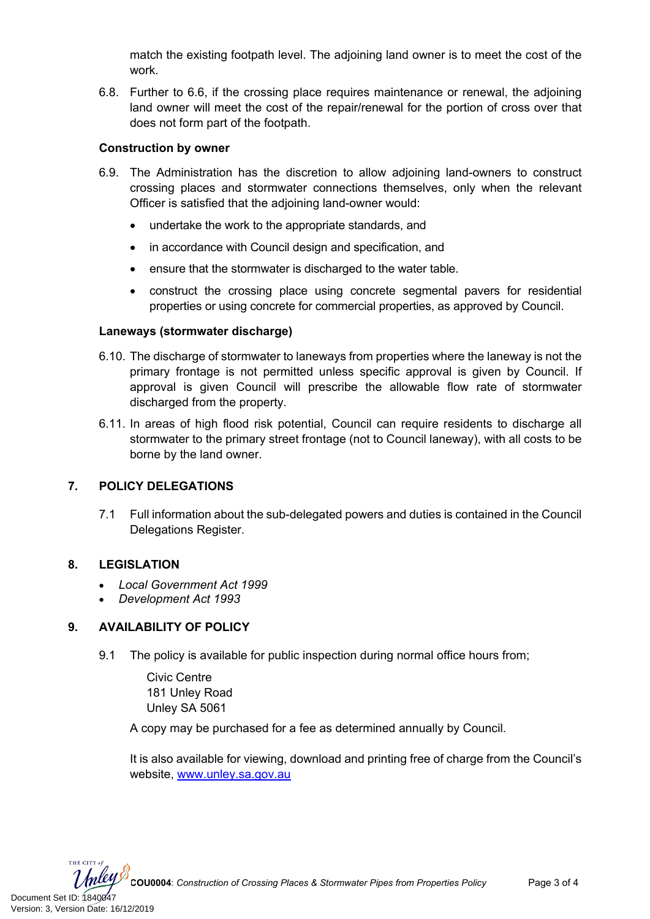match the existing footpath level. The adjoining land owner is to meet the cost of the work.

6.8. Further to 6.6, if the crossing place requires maintenance or renewal, the adjoining land owner will meet the cost of the repair/renewal for the portion of cross over that does not form part of the footpath.

**Construction by owner**

6.9. The Administration has the discretion to allow adjoining land-owners to construct crossing places and stormwater connections themselves, only when the relevant Officer is satisfied that the adjoining land-owner would:

- undertake the work to the appropriate standards, and
- in accordance with Council design and specification, and
- ensure that the stormwater is discharged to the water table.
- construct the crossing place using concrete segmental pavers for residential properties or using concrete for commercial properties, as approved by Council.

**Laneways (stormwater discharge)**

6.10. The discharge of stormwater to laneways from properties where the laneway is not the primary frontage is not permitted unless specific approval is given by Council. If approval is given Council will prescribe the allowable flow rate of stormwater discharged from the property.

6.11. In areas of high flood risk potential, Council can require residents to discharge all stormwater to the primary street frontage (not to Council laneway), with all costs to be borne by the land owner.

## 7. POLICY DELEGATIONS

7.1 Full information about the sub-delegated powers and duties is contained in the Council Delegations Register.

## 8. LEGISLATION

- *Local Government Act 1999*
- *Development Act 1993*

## 9. AVAILABILITY OF POLICY

9.1 The policy is available for public inspection during normal office hours from;

Civic Centre
181 Unley Road
Unley SA 5061

A copy may be purchased for a fee as determined annually by Council.

It is also available for viewing, download and printing free of charge from the Council's website, www.unley.sa.gov.au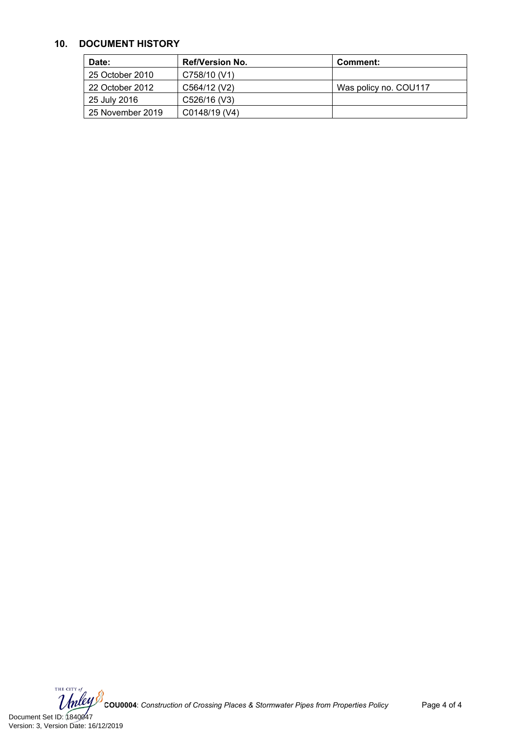## 10. DOCUMENT HISTORY

| Date: | Ref/Version No. | Comment: |
|---|---|---|
| 25 October 2010 | C758/10 (V1) | |
| 22 October 2012 | C564/12 (V2) | Was policy no. COU117 |
| 25 July 2016 | C526/16 (V3) | |
| 25 November 2019 | C0148/19 (V4) | |